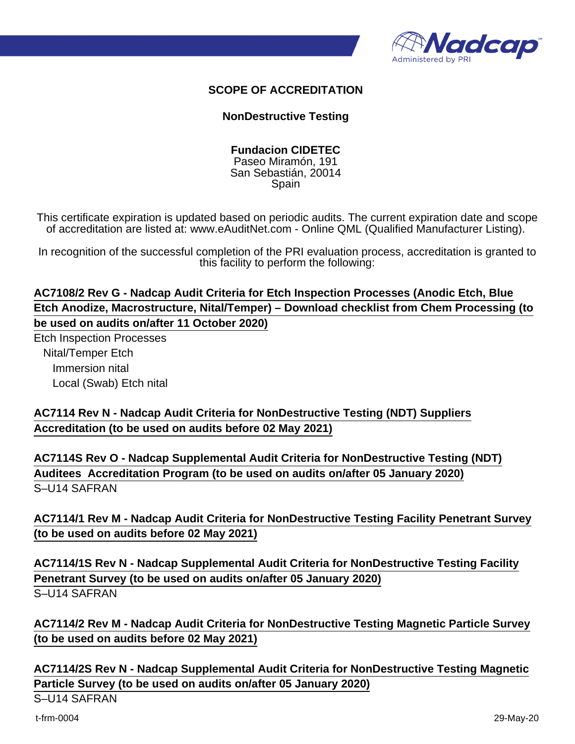# SCOPE OF ACCREDITATION

## NonDestructive Testing

**Fundacion CIDETEC**
Paseo Miramón, 191
San Sebastián, 20014
Spain

This certificate expiration is updated based on periodic audits. The current expiration date and scope of accreditation are listed at: www.eAuditNet.com - Online QML (Qualified Manufacturer Listing).

In recognition of the successful completion of the PRI evaluation process, accreditation is granted to this facility to perform the following:

**AC7108/2 Rev G - Nadcap Audit Criteria for Etch Inspection Processes (Anodic Etch, Blue Etch Anodize, Macrostructure, Nital/Temper) – Download checklist from Chem Processing (to be used on audits on/after 11 October 2020)**

Etch Inspection Processes
- Nital/Temper Etch
  - Immersion nital
  - Local (Swab) Etch nital

**AC7114 Rev N - Nadcap Audit Criteria for NonDestructive Testing (NDT) Suppliers Accreditation (to be used on audits before 02 May 2021)**

**AC7114S Rev O - Nadcap Supplemental Audit Criteria for NonDestructive Testing (NDT) Auditees Accreditation Program (to be used on audits on/after 05 January 2020)**

S–U14 SAFRAN

**AC7114/1 Rev M - Nadcap Audit Criteria for NonDestructive Testing Facility Penetrant Survey (to be used on audits before 02 May 2021)**

**AC7114/1S Rev N - Nadcap Supplemental Audit Criteria for NonDestructive Testing Facility Penetrant Survey (to be used on audits on/after 05 January 2020)**

S–U14 SAFRAN

**AC7114/2 Rev M - Nadcap Audit Criteria for NonDestructive Testing Magnetic Particle Survey (to be used on audits before 02 May 2021)**

**AC7114/2S Rev N - Nadcap Supplemental Audit Criteria for NonDestructive Testing Magnetic Particle Survey (to be used on audits on/after 05 January 2020)**

S–U14 SAFRAN